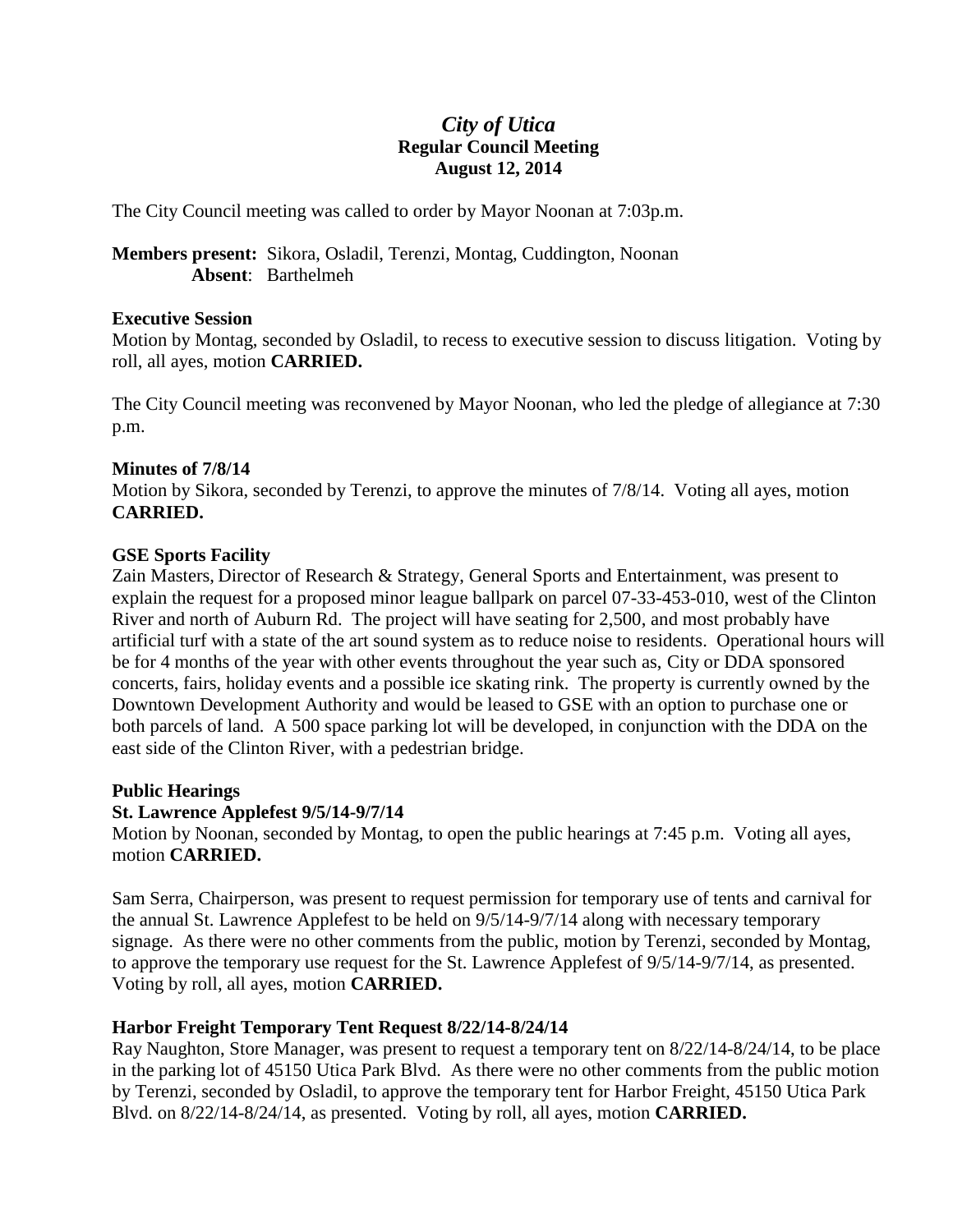# *City of Utica*
## Regular Council Meeting
## August 12, 2014

The City Council meeting was called to order by Mayor Noonan at 7:03p.m.

**Members present:** Sikora, Osladil, Terenzi, Montag, Cuddington, Noonan
**Absent**: Barthelmeh

**Executive Session**
Motion by Montag, seconded by Osladil, to recess to executive session to discuss litigation. Voting by roll, all ayes, motion **CARRIED.**

The City Council meeting was reconvened by Mayor Noonan, who led the pledge of allegiance at 7:30 p.m.

**Minutes of 7/8/14**
Motion by Sikora, seconded by Terenzi, to approve the minutes of 7/8/14. Voting all ayes, motion **CARRIED.**

**GSE Sports Facility**
Zain Masters, Director of Research & Strategy, General Sports and Entertainment, was present to explain the request for a proposed minor league ballpark on parcel 07-33-453-010, west of the Clinton River and north of Auburn Rd. The project will have seating for 2,500, and most probably have artificial turf with a state of the art sound system as to reduce noise to residents. Operational hours will be for 4 months of the year with other events throughout the year such as, City or DDA sponsored concerts, fairs, holiday events and a possible ice skating rink. The property is currently owned by the Downtown Development Authority and would be leased to GSE with an option to purchase one or both parcels of land. A 500 space parking lot will be developed, in conjunction with the DDA on the east side of the Clinton River, with a pedestrian bridge.

**Public Hearings**
**St. Lawrence Applefest 9/5/14-9/7/14**
Motion by Noonan, seconded by Montag, to open the public hearings at 7:45 p.m. Voting all ayes, motion **CARRIED.**

Sam Serra, Chairperson, was present to request permission for temporary use of tents and carnival for the annual St. Lawrence Applefest to be held on 9/5/14-9/7/14 along with necessary temporary signage. As there were no other comments from the public, motion by Terenzi, seconded by Montag, to approve the temporary use request for the St. Lawrence Applefest of 9/5/14-9/7/14, as presented. Voting by roll, all ayes, motion **CARRIED.**

**Harbor Freight Temporary Tent Request 8/22/14-8/24/14**
Ray Naughton, Store Manager, was present to request a temporary tent on 8/22/14-8/24/14, to be place in the parking lot of 45150 Utica Park Blvd. As there were no other comments from the public motion by Terenzi, seconded by Osladil, to approve the temporary tent for Harbor Freight, 45150 Utica Park Blvd. on 8/22/14-8/24/14, as presented. Voting by roll, all ayes, motion **CARRIED.**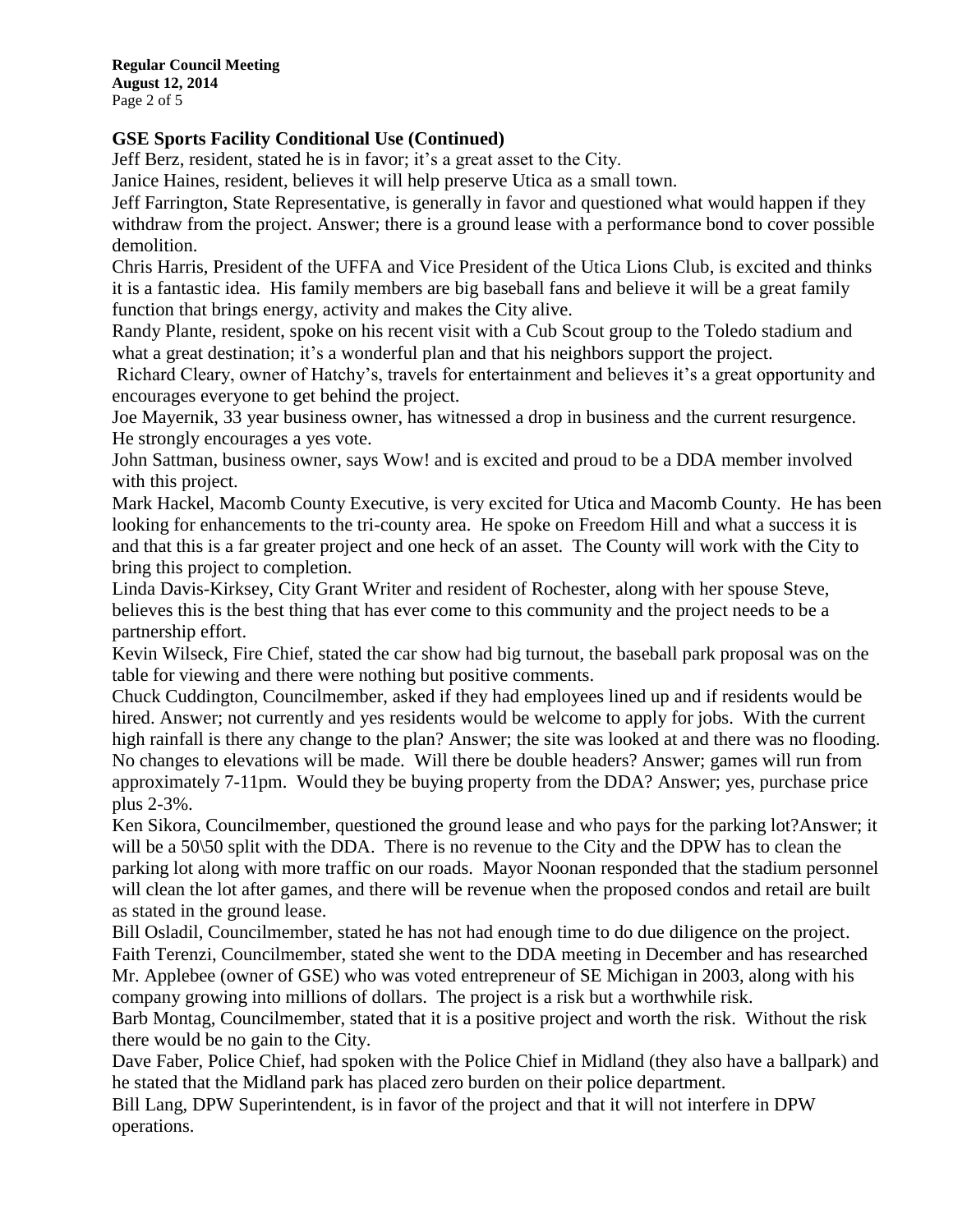**GSE Sports Facility Conditional Use (Continued)**

Jeff Berz, resident, stated he is in favor; it's a great asset to the City.

Janice Haines, resident, believes it will help preserve Utica as a small town.

Jeff Farrington, State Representative, is generally in favor and questioned what would happen if they withdraw from the project. Answer; there is a ground lease with a performance bond to cover possible demolition.

Chris Harris, President of the UFFA and Vice President of the Utica Lions Club, is excited and thinks it is a fantastic idea. His family members are big baseball fans and believe it will be a great family function that brings energy, activity and makes the City alive.

Randy Plante, resident, spoke on his recent visit with a Cub Scout group to the Toledo stadium and what a great destination; it's a wonderful plan and that his neighbors support the project.

Richard Cleary, owner of Hatchy's, travels for entertainment and believes it's a great opportunity and encourages everyone to get behind the project.

Joe Mayernik, 33 year business owner, has witnessed a drop in business and the current resurgence. He strongly encourages a yes vote.

John Sattman, business owner, says Wow! and is excited and proud to be a DDA member involved with this project.

Mark Hackel, Macomb County Executive, is very excited for Utica and Macomb County. He has been looking for enhancements to the tri-county area. He spoke on Freedom Hill and what a success it is and that this is a far greater project and one heck of an asset. The County will work with the City to bring this project to completion.

Linda Davis-Kirksey, City Grant Writer and resident of Rochester, along with her spouse Steve, believes this is the best thing that has ever come to this community and the project needs to be a partnership effort.

Kevin Wilseck, Fire Chief, stated the car show had big turnout, the baseball park proposal was on the table for viewing and there were nothing but positive comments.

Chuck Cuddington, Councilmember, asked if they had employees lined up and if residents would be hired. Answer; not currently and yes residents would be welcome to apply for jobs. With the current high rainfall is there any change to the plan? Answer; the site was looked at and there was no flooding. No changes to elevations will be made. Will there be double headers? Answer; games will run from approximately 7-11pm. Would they be buying property from the DDA? Answer; yes, purchase price plus 2-3%.

Ken Sikora, Councilmember, questioned the ground lease and who pays for the parking lot?Answer; it will be a 50\50 split with the DDA. There is no revenue to the City and the DPW has to clean the parking lot along with more traffic on our roads. Mayor Noonan responded that the stadium personnel will clean the lot after games, and there will be revenue when the proposed condos and retail are built as stated in the ground lease.

Bill Osladil, Councilmember, stated he has not had enough time to do due diligence on the project.

Faith Terenzi, Councilmember, stated she went to the DDA meeting in December and has researched Mr. Applebee (owner of GSE) who was voted entrepreneur of SE Michigan in 2003, along with his company growing into millions of dollars. The project is a risk but a worthwhile risk.

Barb Montag, Councilmember, stated that it is a positive project and worth the risk. Without the risk there would be no gain to the City.

Dave Faber, Police Chief, had spoken with the Police Chief in Midland (they also have a ballpark) and he stated that the Midland park has placed zero burden on their police department.

Bill Lang, DPW Superintendent, is in favor of the project and that it will not interfere in DPW operations.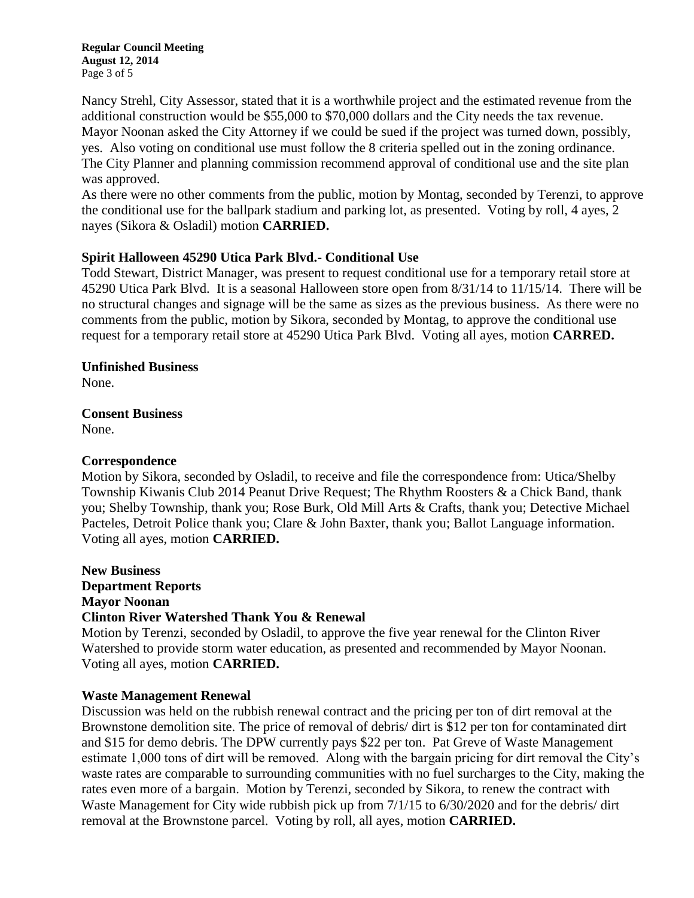Nancy Strehl, City Assessor, stated that it is a worthwhile project and the estimated revenue from the additional construction would be $55,000 to $70,000 dollars and the City needs the tax revenue. Mayor Noonan asked the City Attorney if we could be sued if the project was turned down, possibly, yes. Also voting on conditional use must follow the 8 criteria spelled out in the zoning ordinance. The City Planner and planning commission recommend approval of conditional use and the site plan was approved.

As there were no other comments from the public, motion by Montag, seconded by Terenzi, to approve the conditional use for the ballpark stadium and parking lot, as presented. Voting by roll, 4 ayes, 2 nayes (Sikora & Osladil) motion **CARRIED.**

**Spirit Halloween 45290 Utica Park Blvd.- Conditional Use**

Todd Stewart, District Manager, was present to request conditional use for a temporary retail store at 45290 Utica Park Blvd. It is a seasonal Halloween store open from 8/31/14 to 11/15/14. There will be no structural changes and signage will be the same as sizes as the previous business. As there were no comments from the public, motion by Sikora, seconded by Montag, to approve the conditional use request for a temporary retail store at 45290 Utica Park Blvd. Voting all ayes, motion **CARRED.**

**Unfinished Business**

None.

**Consent Business**

None.

**Correspondence**

Motion by Sikora, seconded by Osladil, to receive and file the correspondence from: Utica/Shelby Township Kiwanis Club 2014 Peanut Drive Request; The Rhythm Roosters & a Chick Band, thank you; Shelby Township, thank you; Rose Burk, Old Mill Arts & Crafts, thank you; Detective Michael Pacteles, Detroit Police thank you; Clare & John Baxter, thank you; Ballot Language information. Voting all ayes, motion **CARRIED.**

**New Business**

**Department Reports**

**Mayor Noonan**

**Clinton River Watershed Thank You & Renewal**

Motion by Terenzi, seconded by Osladil, to approve the five year renewal for the Clinton River Watershed to provide storm water education, as presented and recommended by Mayor Noonan. Voting all ayes, motion **CARRIED.**

**Waste Management Renewal**

Discussion was held on the rubbish renewal contract and the pricing per ton of dirt removal at the Brownstone demolition site. The price of removal of debris/ dirt is $12 per ton for contaminated dirt and $15 for demo debris. The DPW currently pays $22 per ton. Pat Greve of Waste Management estimate 1,000 tons of dirt will be removed. Along with the bargain pricing for dirt removal the City's waste rates are comparable to surrounding communities with no fuel surcharges to the City, making the rates even more of a bargain. Motion by Terenzi, seconded by Sikora, to renew the contract with Waste Management for City wide rubbish pick up from 7/1/15 to 6/30/2020 and for the debris/ dirt removal at the Brownstone parcel. Voting by roll, all ayes, motion **CARRIED.**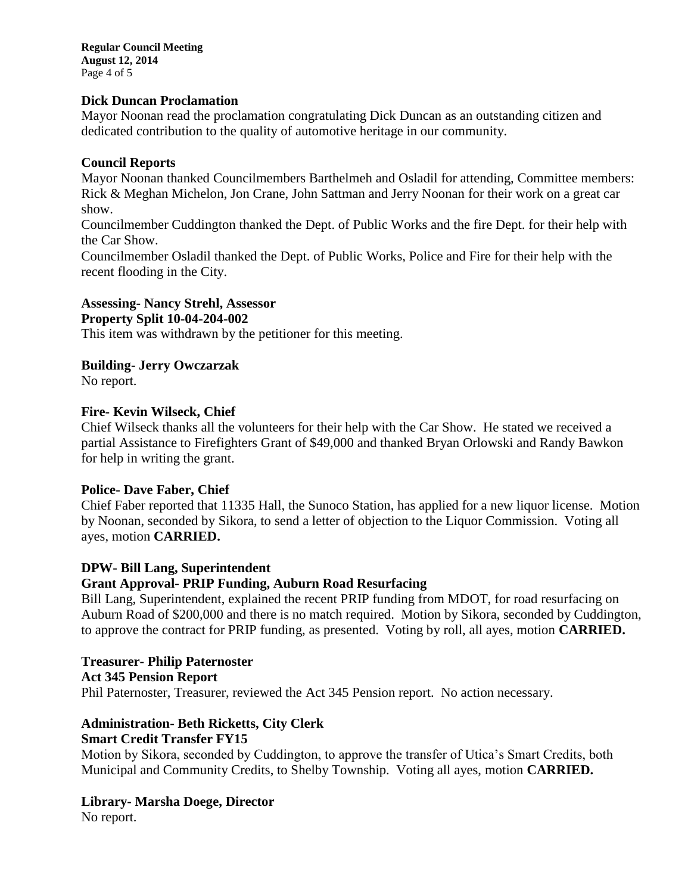**Dick Duncan Proclamation**

Mayor Noonan read the proclamation congratulating Dick Duncan as an outstanding citizen and dedicated contribution to the quality of automotive heritage in our community.

**Council Reports**

Mayor Noonan thanked Councilmembers Barthelmeh and Osladil for attending, Committee members: Rick & Meghan Michelon, Jon Crane, John Sattman and Jerry Noonan for their work on a great car show.

Councilmember Cuddington thanked the Dept. of Public Works and the fire Dept. for their help with the Car Show.

Councilmember Osladil thanked the Dept. of Public Works, Police and Fire for their help with the recent flooding in the City.

**Assessing- Nancy Strehl, Assessor**
**Property Split 10-04-204-002**

This item was withdrawn by the petitioner for this meeting.

**Building- Jerry Owczarzak**

No report.

**Fire- Kevin Wilseck, Chief**

Chief Wilseck thanks all the volunteers for their help with the Car Show. He stated we received a partial Assistance to Firefighters Grant of $49,000 and thanked Bryan Orlowski and Randy Bawkon for help in writing the grant.

**Police- Dave Faber, Chief**

Chief Faber reported that 11335 Hall, the Sunoco Station, has applied for a new liquor license. Motion by Noonan, seconded by Sikora, to send a letter of objection to the Liquor Commission. Voting all ayes, motion **CARRIED.**

**DPW- Bill Lang, Superintendent**
**Grant Approval- PRIP Funding, Auburn Road Resurfacing**

Bill Lang, Superintendent, explained the recent PRIP funding from MDOT, for road resurfacing on Auburn Road of $200,000 and there is no match required. Motion by Sikora, seconded by Cuddington, to approve the contract for PRIP funding, as presented. Voting by roll, all ayes, motion **CARRIED.**

**Treasurer- Philip Paternoster**
**Act 345 Pension Report**

Phil Paternoster, Treasurer, reviewed the Act 345 Pension report. No action necessary.

**Administration- Beth Ricketts, City Clerk**
**Smart Credit Transfer FY15**

Motion by Sikora, seconded by Cuddington, to approve the transfer of Utica's Smart Credits, both Municipal and Community Credits, to Shelby Township. Voting all ayes, motion **CARRIED.**

**Library- Marsha Doege, Director**

No report.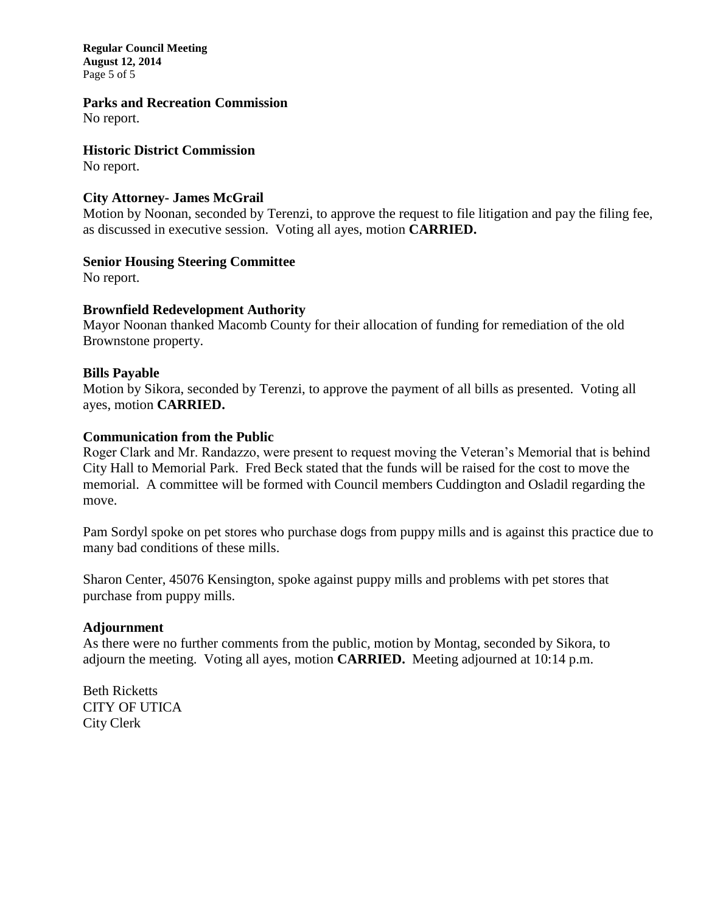**Parks and Recreation Commission**
No report.

**Historic District Commission**
No report.

**City Attorney- James McGrail**
Motion by Noonan, seconded by Terenzi, to approve the request to file litigation and pay the filing fee, as discussed in executive session. Voting all ayes, motion **CARRIED.**

**Senior Housing Steering Committee**
No report.

**Brownfield Redevelopment Authority**
Mayor Noonan thanked Macomb County for their allocation of funding for remediation of the old Brownstone property.

**Bills Payable**
Motion by Sikora, seconded by Terenzi, to approve the payment of all bills as presented. Voting all ayes, motion **CARRIED.**

**Communication from the Public**
Roger Clark and Mr. Randazzo, were present to request moving the Veteran's Memorial that is behind City Hall to Memorial Park. Fred Beck stated that the funds will be raised for the cost to move the memorial. A committee will be formed with Council members Cuddington and Osladil regarding the move.

Pam Sordyl spoke on pet stores who purchase dogs from puppy mills and is against this practice due to many bad conditions of these mills.

Sharon Center, 45076 Kensington, spoke against puppy mills and problems with pet stores that purchase from puppy mills.

**Adjournment**
As there were no further comments from the public, motion by Montag, seconded by Sikora, to adjourn the meeting. Voting all ayes, motion **CARRIED.** Meeting adjourned at 10:14 p.m.

Beth Ricketts
CITY OF UTICA
City Clerk